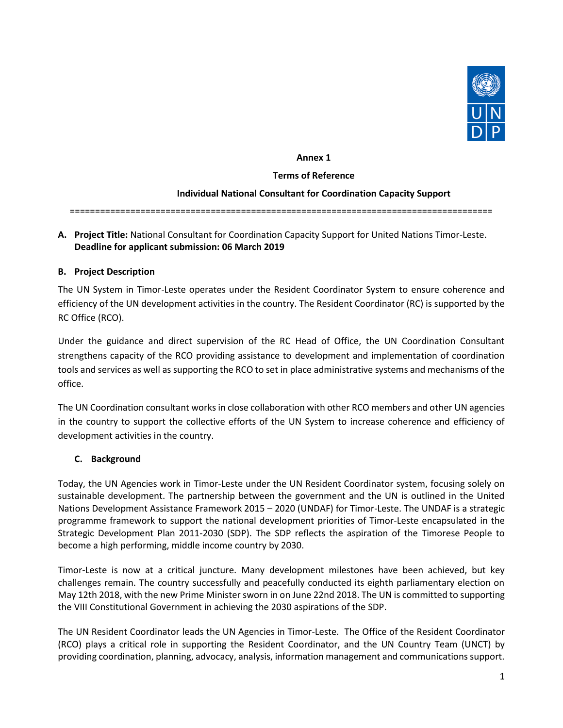**Annex 1**

**Terms of Reference**

**Individual National Consultant for Coordination Capacity Support**

===================================================================================

**A. Project Title:** National Consultant for Coordination Capacity Support for United Nations Timor-Leste.
**Deadline for applicant submission: 06 March 2019**

**B. Project Description**

The UN System in Timor-Leste operates under the Resident Coordinator System to ensure coherence and efficiency of the UN development activities in the country. The Resident Coordinator (RC) is supported by the RC Office (RCO).

Under the guidance and direct supervision of the RC Head of Office, the UN Coordination Consultant strengthens capacity of the RCO providing assistance to development and implementation of coordination tools and services as well as supporting the RCO to set in place administrative systems and mechanisms of the office.

The UN Coordination consultant works in close collaboration with other RCO members and other UN agencies in the country to support the collective efforts of the UN System to increase coherence and efficiency of development activities in the country.

**C. Background**

Today, the UN Agencies work in Timor-Leste under the UN Resident Coordinator system, focusing solely on sustainable development. The partnership between the government and the UN is outlined in the United Nations Development Assistance Framework 2015 – 2020 (UNDAF) for Timor-Leste. The UNDAF is a strategic programme framework to support the national development priorities of Timor-Leste encapsulated in the Strategic Development Plan 2011-2030 (SDP). The SDP reflects the aspiration of the Timorese People to become a high performing, middle income country by 2030.

Timor-Leste is now at a critical juncture. Many development milestones have been achieved, but key challenges remain. The country successfully and peacefully conducted its eighth parliamentary election on May 12th 2018, with the new Prime Minister sworn in on June 22nd 2018. The UN is committed to supporting the VIII Constitutional Government in achieving the 2030 aspirations of the SDP.

The UN Resident Coordinator leads the UN Agencies in Timor-Leste. The Office of the Resident Coordinator (RCO) plays a critical role in supporting the Resident Coordinator, and the UN Country Team (UNCT) by providing coordination, planning, advocacy, analysis, information management and communications support.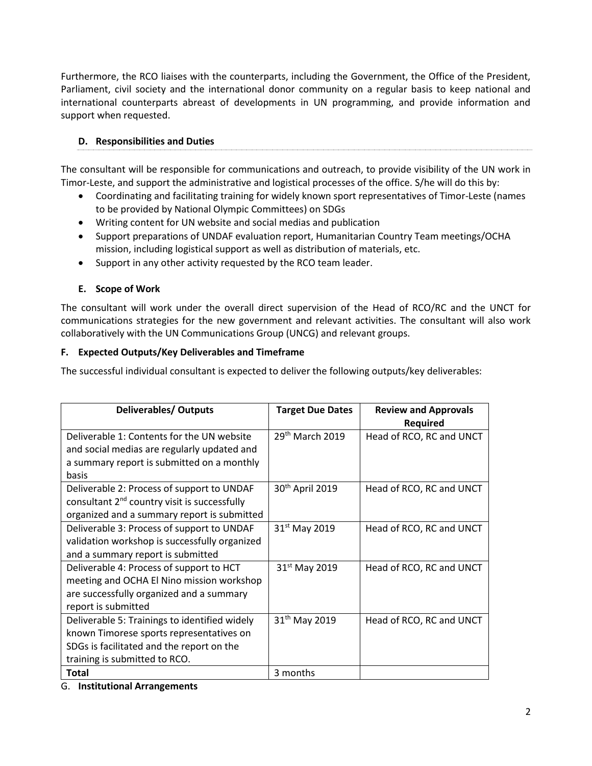Furthermore, the RCO liaises with the counterparts, including the Government, the Office of the President, Parliament, civil society and the international donor community on a regular basis to keep national and international counterparts abreast of developments in UN programming, and provide information and support when requested.

### D. Responsibilities and Duties

The consultant will be responsible for communications and outreach, to provide visibility of the UN work in Timor-Leste, and support the administrative and logistical processes of the office. S/he will do this by:

- Coordinating and facilitating training for widely known sport representatives of Timor-Leste (names to be provided by National Olympic Committees) on SDGs
- Writing content for UN website and social medias and publication
- Support preparations of UNDAF evaluation report, Humanitarian Country Team meetings/OCHA mission, including logistical support as well as distribution of materials, etc.
- Support in any other activity requested by the RCO team leader.

### E. Scope of Work

The consultant will work under the overall direct supervision of the Head of RCO/RC and the UNCT for communications strategies for the new government and relevant activities. The consultant will also work collaboratively with the UN Communications Group (UNCG) and relevant groups.

### F. Expected Outputs/Key Deliverables and Timeframe

The successful individual consultant is expected to deliver the following outputs/key deliverables:

| Deliverables/ Outputs | Target Due Dates | Review and Approvals Required |
|---|---|---|
| Deliverable 1: Contents for the UN website and social medias are regularly updated and a summary report is submitted on a monthly basis | 29th March 2019 | Head of RCO, RC and UNCT |
| Deliverable 2: Process of support to UNDAF consultant 2nd country visit is successfully organized and a summary report is submitted | 30th April 2019 | Head of RCO, RC and UNCT |
| Deliverable 3: Process of support to UNDAF validation workshop is successfully organized and a summary report is submitted | 31st May 2019 | Head of RCO, RC and UNCT |
| Deliverable 4: Process of support to HCT meeting and OCHA El Nino mission workshop are successfully organized and a summary report is submitted | 31st May 2019 | Head of RCO, RC and UNCT |
| Deliverable 5: Trainings to identified widely known Timorese sports representatives on SDGs is facilitated and the report on the training is submitted to RCO. | 31th May 2019 | Head of RCO, RC and UNCT |
| **Total** | 3 months | |

### G. Institutional Arrangements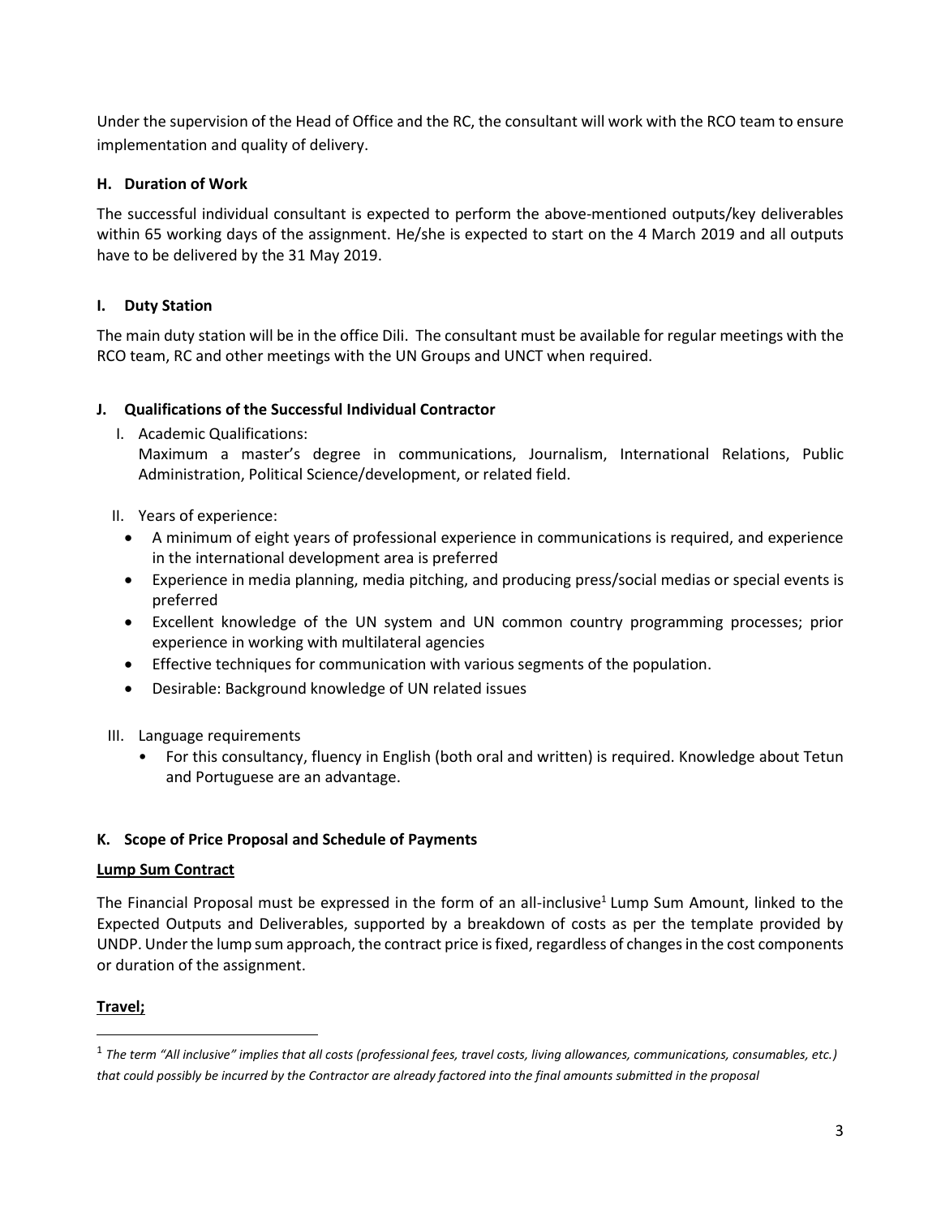Under the supervision of the Head of Office and the RC, the consultant will work with the RCO team to ensure implementation and quality of delivery.

### H. Duration of Work

The successful individual consultant is expected to perform the above-mentioned outputs/key deliverables within 65 working days of the assignment. He/she is expected to start on the 4 March 2019 and all outputs have to be delivered by the 31 May 2019.

### I. Duty Station

The main duty station will be in the office Dili. The consultant must be available for regular meetings with the RCO team, RC and other meetings with the UN Groups and UNCT when required.

### J. Qualifications of the Successful Individual Contractor

I. Academic Qualifications:
   Maximum a master's degree in communications, Journalism, International Relations, Public Administration, Political Science/development, or related field.

II. Years of experience:
   - A minimum of eight years of professional experience in communications is required, and experience in the international development area is preferred
   - Experience in media planning, media pitching, and producing press/social medias or special events is preferred
   - Excellent knowledge of the UN system and UN common country programming processes; prior experience in working with multilateral agencies
   - Effective techniques for communication with various segments of the population.
   - Desirable: Background knowledge of UN related issues

III. Language requirements
   - For this consultancy, fluency in English (both oral and written) is required. Knowledge about Tetun and Portuguese are an advantage.

### K. Scope of Price Proposal and Schedule of Payments

**Lump Sum Contract**

The Financial Proposal must be expressed in the form of an all-inclusive[1] Lump Sum Amount, linked to the Expected Outputs and Deliverables, supported by a breakdown of costs as per the template provided by UNDP. Under the lump sum approach, the contract price is fixed, regardless of changes in the cost components or duration of the assignment.

**Travel;**

---

[1] *The term "All inclusive" implies that all costs (professional fees, travel costs, living allowances, communications, consumables, etc.) that could possibly be incurred by the Contractor are already factored into the final amounts submitted in the proposal*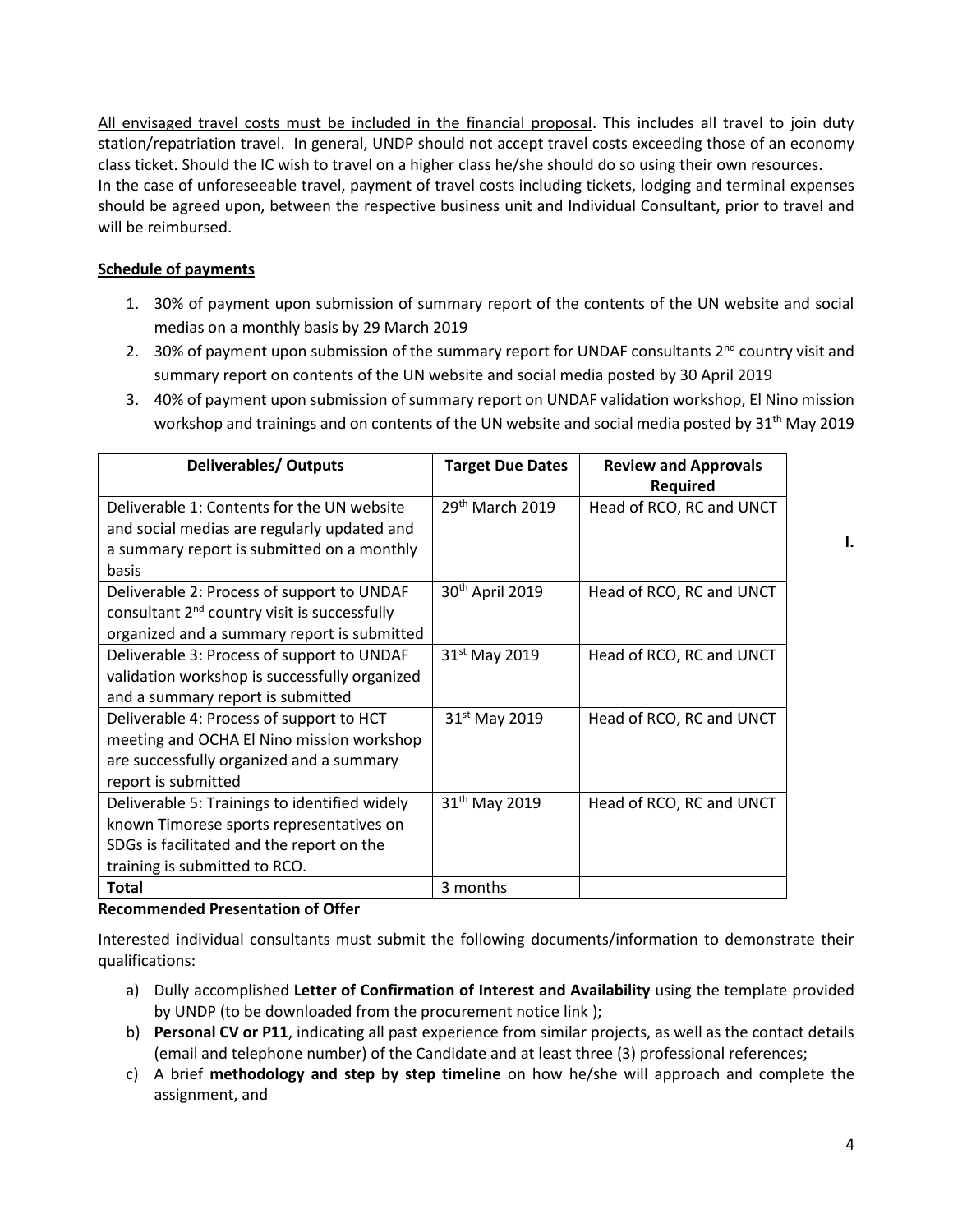All envisaged travel costs must be included in the financial proposal. This includes all travel to join duty station/repatriation travel. In general, UNDP should not accept travel costs exceeding those of an economy class ticket. Should the IC wish to travel on a higher class he/she should do so using their own resources.
In the case of unforeseeable travel, payment of travel costs including tickets, lodging and terminal expenses should be agreed upon, between the respective business unit and Individual Consultant, prior to travel and will be reimbursed.

**Schedule of payments**

1. 30% of payment upon submission of summary report of the contents of the UN website and social medias on a monthly basis by 29 March 2019
2. 30% of payment upon submission of the summary report for UNDAF consultants 2nd country visit and summary report on contents of the UN website and social media posted by 30 April 2019
3. 40% of payment upon submission of summary report on UNDAF validation workshop, El Nino mission workshop and trainings and on contents of the UN website and social media posted by 31th May 2019

| Deliverables/ Outputs | Target Due Dates | Review and Approvals Required |
|---|---|---|
| Deliverable 1: Contents for the UN website and social medias are regularly updated and a summary report is submitted on a monthly basis | 29th March 2019 | Head of RCO, RC and UNCT |
| Deliverable 2: Process of support to UNDAF consultant 2nd country visit is successfully organized and a summary report is submitted | 30th April 2019 | Head of RCO, RC and UNCT |
| Deliverable 3: Process of support to UNDAF validation workshop is successfully organized and a summary report is submitted | 31st May 2019 | Head of RCO, RC and UNCT |
| Deliverable 4: Process of support to HCT meeting and OCHA El Nino mission workshop are successfully organized and a summary report is submitted | 31st May 2019 | Head of RCO, RC and UNCT |
| Deliverable 5: Trainings to identified widely known Timorese sports representatives on SDGs is facilitated and the report on the training is submitted to RCO. | 31th May 2019 | Head of RCO, RC and UNCT |
| **Total** | 3 months | |

I.

**Recommended Presentation of Offer**

Interested individual consultants must submit the following documents/information to demonstrate their qualifications:

a) Dully accomplished **Letter of Confirmation of Interest and Availability** using the template provided by UNDP (to be downloaded from the procurement notice link );
b) **Personal CV or P11**, indicating all past experience from similar projects, as well as the contact details (email and telephone number) of the Candidate and at least three (3) professional references;
c) A brief **methodology and step by step timeline** on how he/she will approach and complete the assignment, and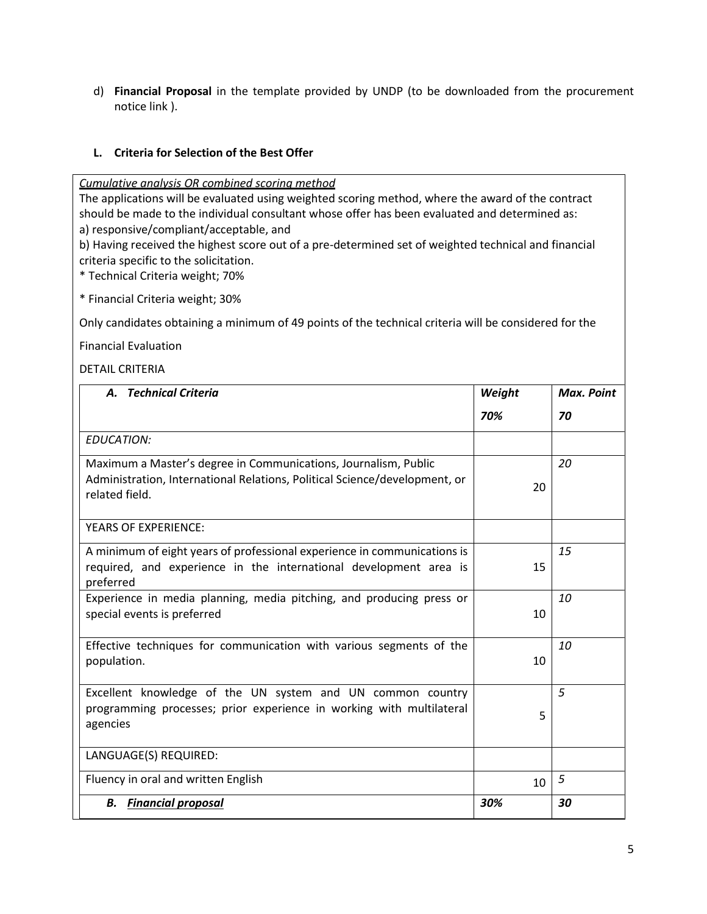d) **Financial Proposal** in the template provided by UNDP (to be downloaded from the procurement notice link ).

## L. Criteria for Selection of the Best Offer

*Cumulative analysis OR combined scoring method*

The applications will be evaluated using weighted scoring method, where the award of the contract should be made to the individual consultant whose offer has been evaluated and determined as:

a) responsive/compliant/acceptable, and

b) Having received the highest score out of a pre-determined set of weighted technical and financial criteria specific to the solicitation.

* Technical Criteria weight; 70%

* Financial Criteria weight; 30%

Only candidates obtaining a minimum of 49 points of the technical criteria will be considered for the Financial Evaluation

DETAIL CRITERIA

| ***A. Technical Criteria*** | ***Weight*** ***70%*** | ***Max. Point*** ***70*** |
|---|---|---|
| *EDUCATION:* | | |
| Maximum a Master's degree in Communications, Journalism, Public Administration, International Relations, Political Science/development, or related field. | 20 | *20* |
| YEARS OF EXPERIENCE: | | |
| A minimum of eight years of professional experience in communications is required, and experience in the international development area is preferred | 15 | *15* |
| Experience in media planning, media pitching, and producing press or special events is preferred | 10 | *10* |
| Effective techniques for communication with various segments of the population. | 10 | *10* |
| Excellent knowledge of the UN system and UN common country programming processes; prior experience in working with multilateral agencies | 5 | *5* |
| LANGUAGE(S) REQUIRED: | | |
| Fluency in oral and written English | 10 | *5* |
| ***B. <u>Financial proposal</u>*** | ***30%*** | ***30*** |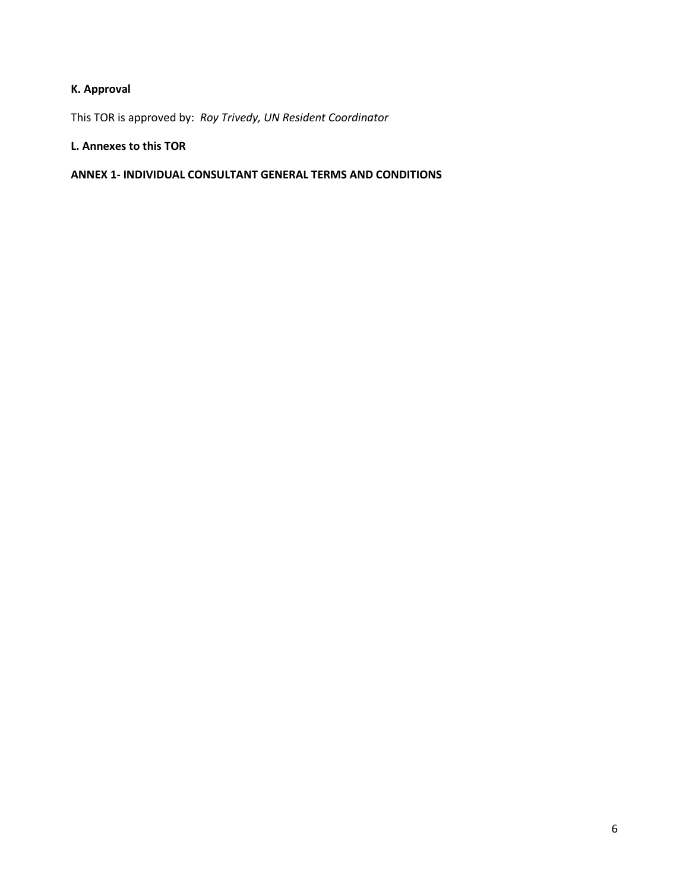**K. Approval**

This TOR is approved by: *Roy Trivedy, UN Resident Coordinator*

**L. Annexes to this TOR**

**ANNEX 1- INDIVIDUAL CONSULTANT GENERAL TERMS AND CONDITIONS**